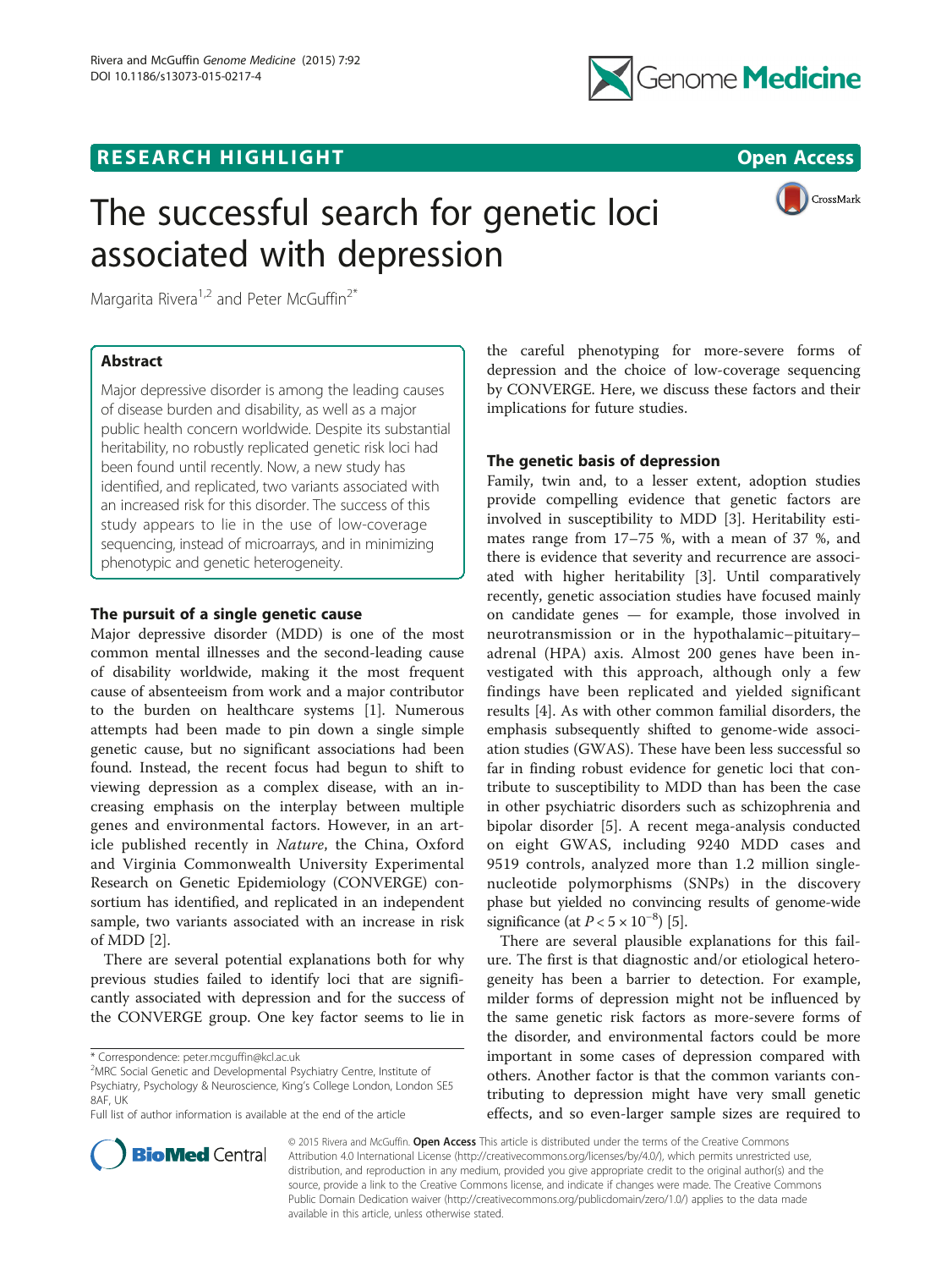RESEARCH HIGHLIGHT

Open Access

# The successful search for genetic loci associated with depression

Margarita Rivera[1,2] and Peter McGuffin[2*]

## Abstract

Major depressive disorder is among the leading causes of disease burden and disability, as well as a major public health concern worldwide. Despite its substantial heritability, no robustly replicated genetic risk loci had been found until recently. Now, a new study has identified, and replicated, two variants associated with an increased risk for this disorder. The success of this study appears to lie in the use of low-coverage sequencing, instead of microarrays, and in minimizing phenotypic and genetic heterogeneity.

## The pursuit of a single genetic cause

Major depressive disorder (MDD) is one of the most common mental illnesses and the second-leading cause of disability worldwide, making it the most frequent cause of absenteeism from work and a major contributor to the burden on healthcare systems [1]. Numerous attempts had been made to pin down a single simple genetic cause, but no significant associations had been found. Instead, the recent focus had begun to shift to viewing depression as a complex disease, with an increasing emphasis on the interplay between multiple genes and environmental factors. However, in an article published recently in *Nature*, the China, Oxford and Virginia Commonwealth University Experimental Research on Genetic Epidemiology (CONVERGE) consortium has identified, and replicated in an independent sample, two variants associated with an increase in risk of MDD [2].

There are several potential explanations both for why previous studies failed to identify loci that are significantly associated with depression and for the success of the CONVERGE group. One key factor seems to lie in the careful phenotyping for more-severe forms of depression and the choice of low-coverage sequencing by CONVERGE. Here, we discuss these factors and their implications for future studies.

## The genetic basis of depression

Family, twin and, to a lesser extent, adoption studies provide compelling evidence that genetic factors are involved in susceptibility to MDD [3]. Heritability estimates range from 17–75 %, with a mean of 37 %, and there is evidence that severity and recurrence are associated with higher heritability [3]. Until comparatively recently, genetic association studies have focused mainly on candidate genes — for example, those involved in neurotransmission or in the hypothalamic–pituitary–adrenal (HPA) axis. Almost 200 genes have been investigated with this approach, although only a few findings have been replicated and yielded significant results [4]. As with other common familial disorders, the emphasis subsequently shifted to genome-wide association studies (GWAS). These have been less successful so far in finding robust evidence for genetic loci that contribute to susceptibility to MDD than has been the case in other psychiatric disorders such as schizophrenia and bipolar disorder [5]. A recent mega-analysis conducted on eight GWAS, including 9240 MDD cases and 9519 controls, analyzed more than 1.2 million single-nucleotide polymorphisms (SNPs) in the discovery phase but yielded no convincing results of genome-wide significance (at $P < 5 \times 10^{-8}$) [5].

There are several plausible explanations for this failure. The first is that diagnostic and/or etiological heterogeneity has been a barrier to detection. For example, milder forms of depression might not be influenced by the same genetic risk factors as more-severe forms of the disorder, and environmental factors could be more important in some cases of depression compared with others. Another factor is that the common variants contributing to depression might have very small genetic effects, and so even-larger sample sizes are required to

\* Correspondence: peter.mcguffin@kcl.ac.uk
[2]MRC Social Genetic and Developmental Psychiatry Centre, Institute of Psychiatry, Psychology & Neuroscience, King's College London, London SE5 8AF, UK
Full list of author information is available at the end of the article

© 2015 Rivera and McGuffin. **Open Access** This article is distributed under the terms of the Creative Commons Attribution 4.0 International License (http://creativecommons.org/licenses/by/4.0/), which permits unrestricted use, distribution, and reproduction in any medium, provided you give appropriate credit to the original author(s) and the source, provide a link to the Creative Commons license, and indicate if changes were made. The Creative Commons Public Domain Dedication waiver (http://creativecommons.org/publicdomain/zero/1.0/) applies to the data made available in this article, unless otherwise stated.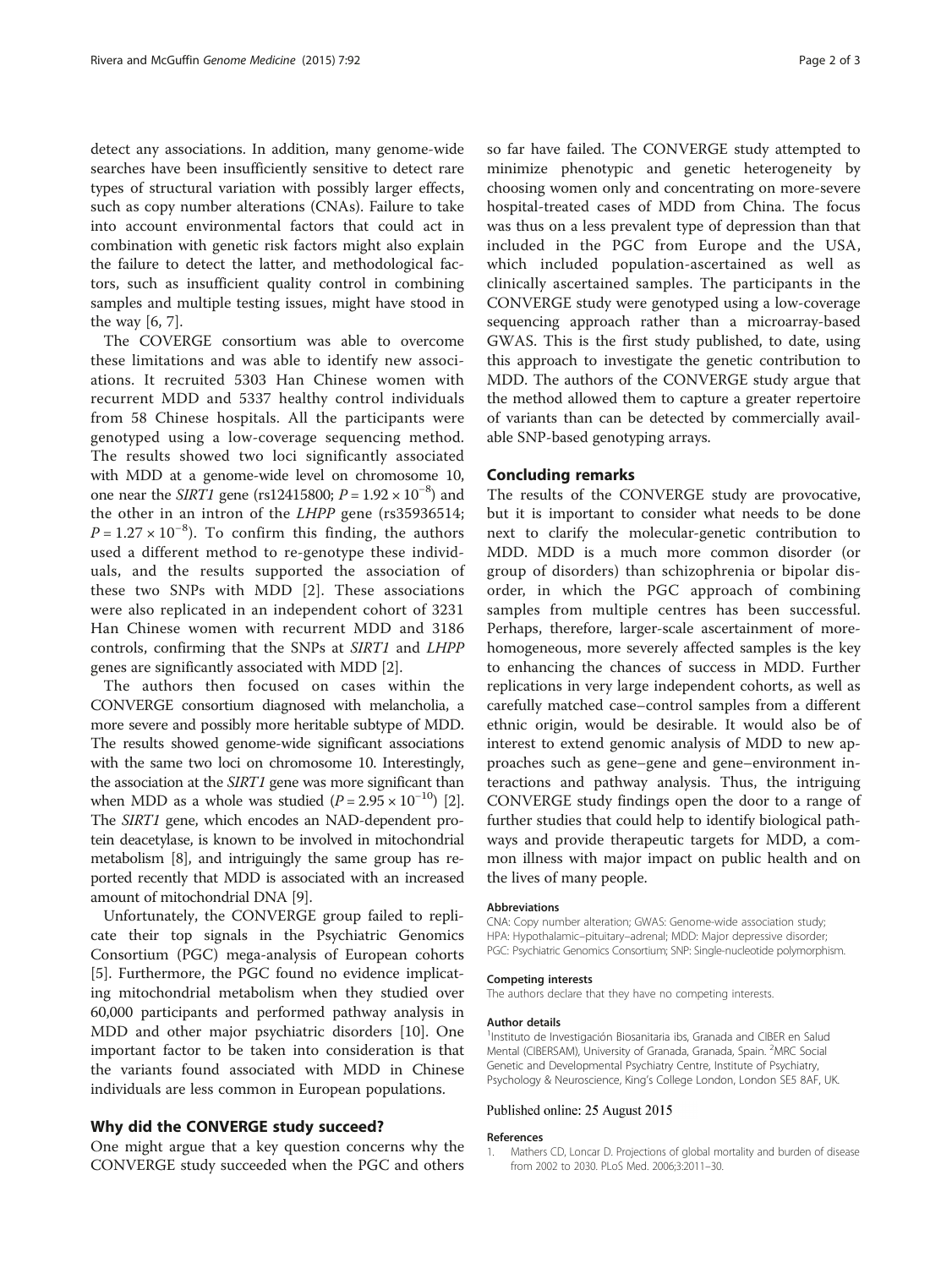detect any associations. In addition, many genome-wide searches have been insufficiently sensitive to detect rare types of structural variation with possibly larger effects, such as copy number alterations (CNAs). Failure to take into account environmental factors that could act in combination with genetic risk factors might also explain the failure to detect the latter, and methodological factors, such as insufficient quality control in combining samples and multiple testing issues, might have stood in the way [6, 7].

The COVERGE consortium was able to overcome these limitations and was able to identify new associations. It recruited 5303 Han Chinese women with recurrent MDD and 5337 healthy control individuals from 58 Chinese hospitals. All the participants were genotyped using a low-coverage sequencing method. The results showed two loci significantly associated with MDD at a genome-wide level on chromosome 10, one near the *SIRT1* gene (rs12415800; $P = 1.92 \times 10^{-8}$) and the other in an intron of the *LHPP* gene (rs35936514; $P = 1.27 \times 10^{-8}$). To confirm this finding, the authors used a different method to re-genotype these individuals, and the results supported the association of these two SNPs with MDD [2]. These associations were also replicated in an independent cohort of 3231 Han Chinese women with recurrent MDD and 3186 controls, confirming that the SNPs at *SIRT1* and *LHPP* genes are significantly associated with MDD [2].

The authors then focused on cases within the CONVERGE consortium diagnosed with melancholia, a more severe and possibly more heritable subtype of MDD. The results showed genome-wide significant associations with the same two loci on chromosome 10. Interestingly, the association at the *SIRT1* gene was more significant than when MDD as a whole was studied ($P = 2.95 \times 10^{-10}$) [2]. The *SIRT1* gene, which encodes an NAD-dependent protein deacetylase, is known to be involved in mitochondrial metabolism [8], and intriguingly the same group has reported recently that MDD is associated with an increased amount of mitochondrial DNA [9].

Unfortunately, the CONVERGE group failed to replicate their top signals in the Psychiatric Genomics Consortium (PGC) mega-analysis of European cohorts [5]. Furthermore, the PGC found no evidence implicating mitochondrial metabolism when they studied over 60,000 participants and performed pathway analysis in MDD and other major psychiatric disorders [10]. One important factor to be taken into consideration is that the variants found associated with MDD in Chinese individuals are less common in European populations.

## Why did the CONVERGE study succeed?

One might argue that a key question concerns why the CONVERGE study succeeded when the PGC and others so far have failed. The CONVERGE study attempted to minimize phenotypic and genetic heterogeneity by choosing women only and concentrating on more-severe hospital-treated cases of MDD from China. The focus was thus on a less prevalent type of depression than that included in the PGC from Europe and the USA, which included population-ascertained as well as clinically ascertained samples. The participants in the CONVERGE study were genotyped using a low-coverage sequencing approach rather than a microarray-based GWAS. This is the first study published, to date, using this approach to investigate the genetic contribution to MDD. The authors of the CONVERGE study argue that the method allowed them to capture a greater repertoire of variants than can be detected by commercially available SNP-based genotyping arrays.

## Concluding remarks

The results of the CONVERGE study are provocative, but it is important to consider what needs to be done next to clarify the molecular-genetic contribution to MDD. MDD is a much more common disorder (or group of disorders) than schizophrenia or bipolar disorder, in which the PGC approach of combining samples from multiple centres has been successful. Perhaps, therefore, larger-scale ascertainment of more-homogeneous, more severely affected samples is the key to enhancing the chances of success in MDD. Further replications in very large independent cohorts, as well as carefully matched case–control samples from a different ethnic origin, would be desirable. It would also be of interest to extend genomic analysis of MDD to new approaches such as gene–gene and gene–environment interactions and pathway analysis. Thus, the intriguing CONVERGE study findings open the door to a range of further studies that could help to identify biological pathways and provide therapeutic targets for MDD, a common illness with major impact on public health and on the lives of many people.

#### Abbreviations

CNA: Copy number alteration; GWAS: Genome-wide association study; HPA: Hypothalamic–pituitary–adrenal; MDD: Major depressive disorder; PGC: Psychiatric Genomics Consortium; SNP: Single-nucleotide polymorphism.

#### Competing interests

The authors declare that they have no competing interests.

#### Author details

[1]Instituto de Investigación Biosanitaria ibs, Granada and CIBER en Salud Mental (CIBERSAM), University of Granada, Granada, Spain. [2]MRC Social Genetic and Developmental Psychiatry Centre, Institute of Psychiatry, Psychology & Neuroscience, King's College London, London SE5 8AF, UK.

Published online: 25 August 2015

#### References

1. Mathers CD, Loncar D. Projections of global mortality and burden of disease from 2002 to 2030. PLoS Med. 2006;3:2011–30.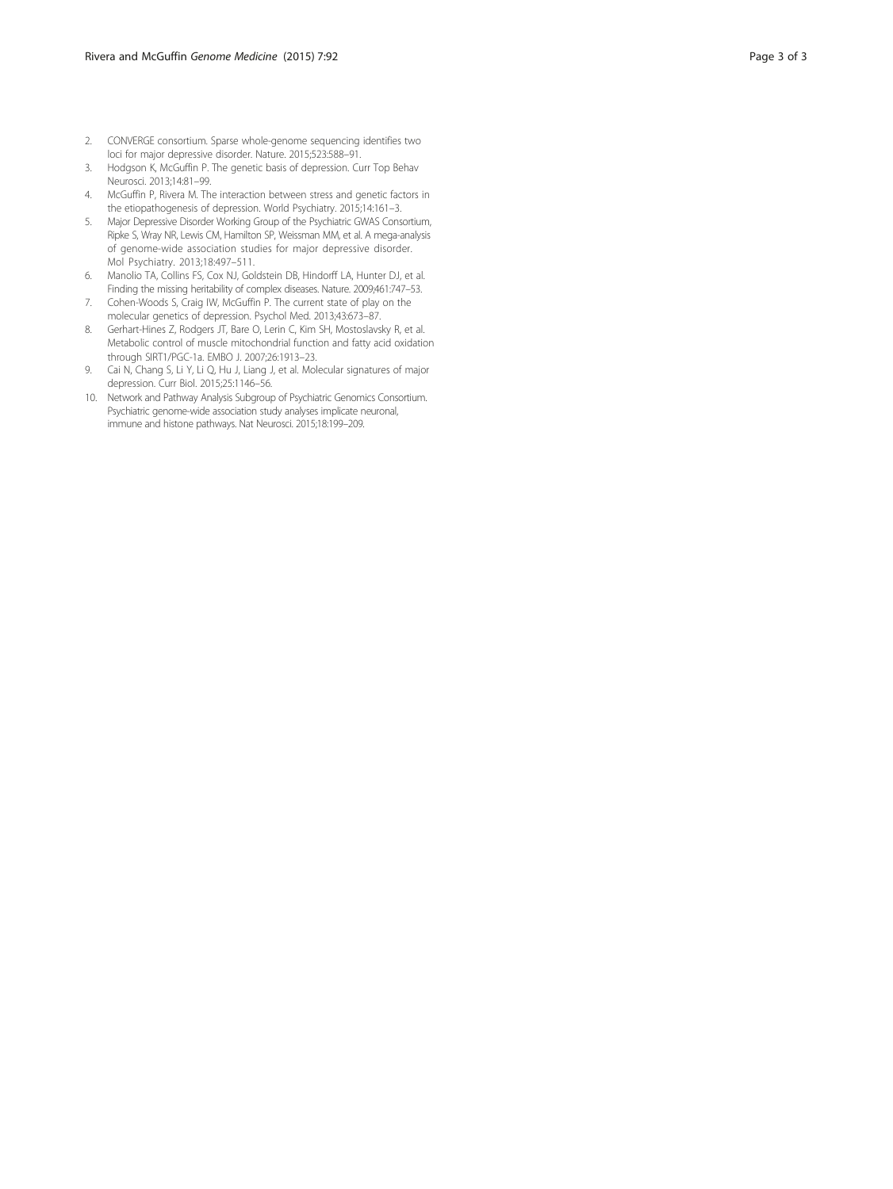2. CONVERGE consortium. Sparse whole-genome sequencing identifies two loci for major depressive disorder. Nature. 2015;523:588–91.
3. Hodgson K, McGuffin P. The genetic basis of depression. Curr Top Behav Neurosci. 2013;14:81–99.
4. McGuffin P, Rivera M. The interaction between stress and genetic factors in the etiopathogenesis of depression. World Psychiatry. 2015;14:161–3.
5. Major Depressive Disorder Working Group of the Psychiatric GWAS Consortium, Ripke S, Wray NR, Lewis CM, Hamilton SP, Weissman MM, et al. A mega-analysis of genome-wide association studies for major depressive disorder. Mol Psychiatry. 2013;18:497–511.
6. Manolio TA, Collins FS, Cox NJ, Goldstein DB, Hindorff LA, Hunter DJ, et al. Finding the missing heritability of complex diseases. Nature. 2009;461:747–53.
7. Cohen-Woods S, Craig IW, McGuffin P. The current state of play on the molecular genetics of depression. Psychol Med. 2013;43:673–87.
8. Gerhart-Hines Z, Rodgers JT, Bare O, Lerin C, Kim SH, Mostoslavsky R, et al. Metabolic control of muscle mitochondrial function and fatty acid oxidation through SIRT1/PGC-1a. EMBO J. 2007;26:1913–23.
9. Cai N, Chang S, Li Y, Li Q, Hu J, Liang J, et al. Molecular signatures of major depression. Curr Biol. 2015;25:1146–56.
10. Network and Pathway Analysis Subgroup of Psychiatric Genomics Consortium. Psychiatric genome-wide association study analyses implicate neuronal, immune and histone pathways. Nat Neurosci. 2015;18:199–209.